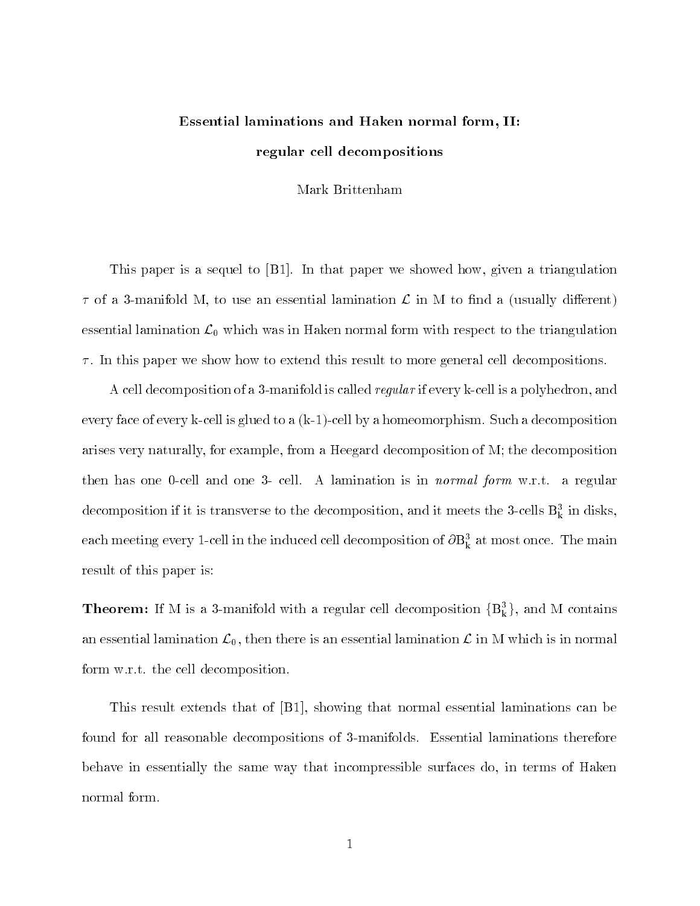# Essential laminations and Haken normal form, II:

## regular cell decompositions

Mark Brittenham

This paper is a sequel to [B1]. In that paper we showed how, given a triangulation $\tau$ of a 3-manifold M, to use an essential lamination $\mathcal{L}$ in M to find a (usually different) essential lamination $\mathcal{L}_0$ which was in Haken normal form with respect to the triangulation $\tau$. In this paper we show how to extend this result to more general cell decompositions.

A cell decomposition of a 3-manifold is called *regular* if every k-cell is a polyhedron, and every face of every k-cell is glued to a (k-1)-cell by a homeomorphism. Such a decomposition arises very naturally, for example, from a Heegard decomposition of M; the decomposition then has one 0-cell and one 3- cell. A lamination is in *normal form* w.r.t. a regular decomposition if it is transverse to the decomposition, and it meets the 3-cells $B^3_k$ in disks, each meeting every 1-cell in the induced cell decomposition of $\partial B^3_k$ at most once. The main result of this paper is:

**Theorem:** If M is a 3-manifold with a regular cell decomposition $\{B^3_k\}$, and M contains an essential lamination $\mathcal{L}_0$, then there is an essential lamination $\mathcal{L}$ in M which is in normal form w.r.t. the cell decomposition.

This result extends that of [B1], showing that normal essential laminations can be found for all reasonable decompositions of 3-manifolds. Essential laminations therefore behave in essentially the same way that incompressible surfaces do, in terms of Haken normal form.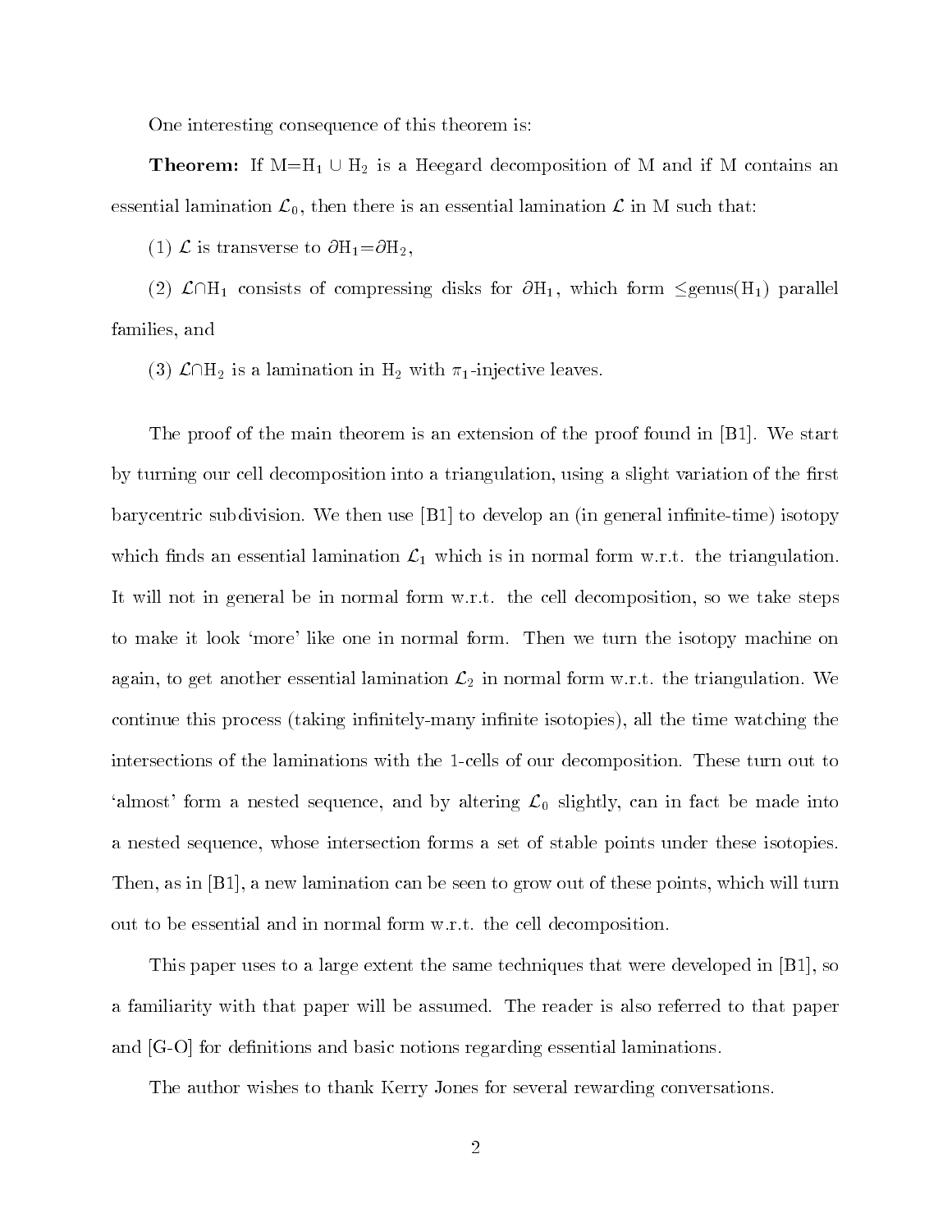One interesting consequence of this theorem is:

**Theorem:** If $M=H_1 \cup H_2$ is a Heegard decomposition of M and if M contains an essential lamination $\mathcal{L}_0$, then there is an essential lamination $\mathcal{L}$ in M such that:

(1) $\mathcal{L}$ is transverse to $\partial H_1 = \partial H_2$,

(2) $\mathcal{L} \cap H_1$ consists of compressing disks for $\partial H_1$, which form $\leq$genus($H_1$) parallel families, and

(3) $\mathcal{L} \cap H_2$ is a lamination in $H_2$ with $\pi_1$-injective leaves.

The proof of the main theorem is an extension of the proof found in [B1]. We start by turning our cell decomposition into a triangulation, using a slight variation of the first barycentric subdivision. We then use [B1] to develop an (in general infinite-time) isotopy which finds an essential lamination $\mathcal{L}_1$ which is in normal form w.r.t. the triangulation. It will not in general be in normal form w.r.t. the cell decomposition, so we take steps to make it look 'more' like one in normal form. Then we turn the isotopy machine on again, to get another essential lamination $\mathcal{L}_2$ in normal form w.r.t. the triangulation. We continue this process (taking infinitely-many infinite isotopies), all the time watching the intersections of the laminations with the 1-cells of our decomposition. These turn out to 'almost' form a nested sequence, and by altering $\mathcal{L}_0$ slightly, can in fact be made into a nested sequence, whose intersection forms a set of stable points under these isotopies. Then, as in [B1], a new lamination can be seen to grow out of these points, which will turn out to be essential and in normal form w.r.t. the cell decomposition.

This paper uses to a large extent the same techniques that were developed in [B1], so a familiarity with that paper will be assumed. The reader is also referred to that paper and [G-O] for definitions and basic notions regarding essential laminations.

The author wishes to thank Kerry Jones for several rewarding conversations.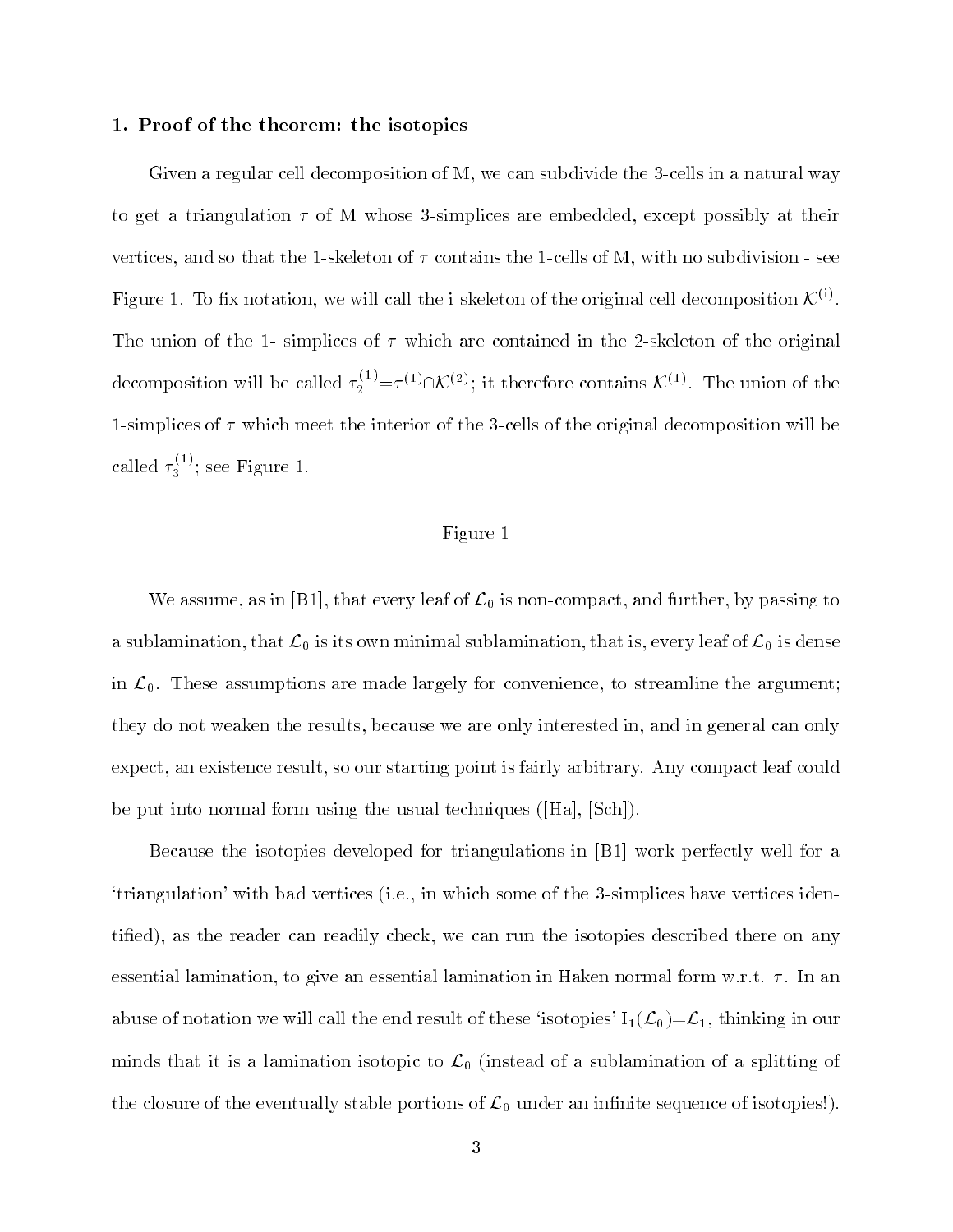### 1. Proof of the theorem: the isotopies

Given a regular cell decomposition of M, we can subdivide the 3-cells in a natural way to get a triangulation $\tau$ of M whose 3-simplices are embedded, except possibly at their vertices, and so that the 1-skeleton of $\tau$ contains the 1-cells of M, with no subdivision - see Figure 1. To fix notation, we will call the i-skeleton of the original cell decomposition $\mathcal{K}^{(i)}$. The union of the 1- simplices of $\tau$ which are contained in the 2-skeleton of the original decomposition will be called $\tau_2^{(1)}=\tau^{(1)}\cap\mathcal{K}^{(2)}$; it therefore contains $\mathcal{K}^{(1)}$. The union of the 1-simplices of $\tau$ which meet the interior of the 3-cells of the original decomposition will be called $\tau_3^{(1)}$; see Figure 1.

Figure 1

We assume, as in [B1], that every leaf of $\mathcal{L}_0$ is non-compact, and further, by passing to a sublamination, that $\mathcal{L}_0$ is its own minimal sublamination, that is, every leaf of $\mathcal{L}_0$ is dense in $\mathcal{L}_0$. These assumptions are made largely for convenience, to streamline the argument; they do not weaken the results, because we are only interested in, and in general can only expect, an existence result, so our starting point is fairly arbitrary. Any compact leaf could be put into normal form using the usual techniques ([Ha], [Sch]).

Because the isotopies developed for triangulations in [B1] work perfectly well for a 'triangulation' with bad vertices (i.e., in which some of the 3-simplices have vertices identified), as the reader can readily check, we can run the isotopies described there on any essential lamination, to give an essential lamination in Haken normal form w.r.t. $\tau$. In an abuse of notation we will call the end result of these 'isotopies' $I_1(\mathcal{L}_0)=\mathcal{L}_1$, thinking in our minds that it is a lamination isotopic to $\mathcal{L}_0$ (instead of a sublamination of a splitting of the closure of the eventually stable portions of $\mathcal{L}_0$ under an infinite sequence of isotopies!).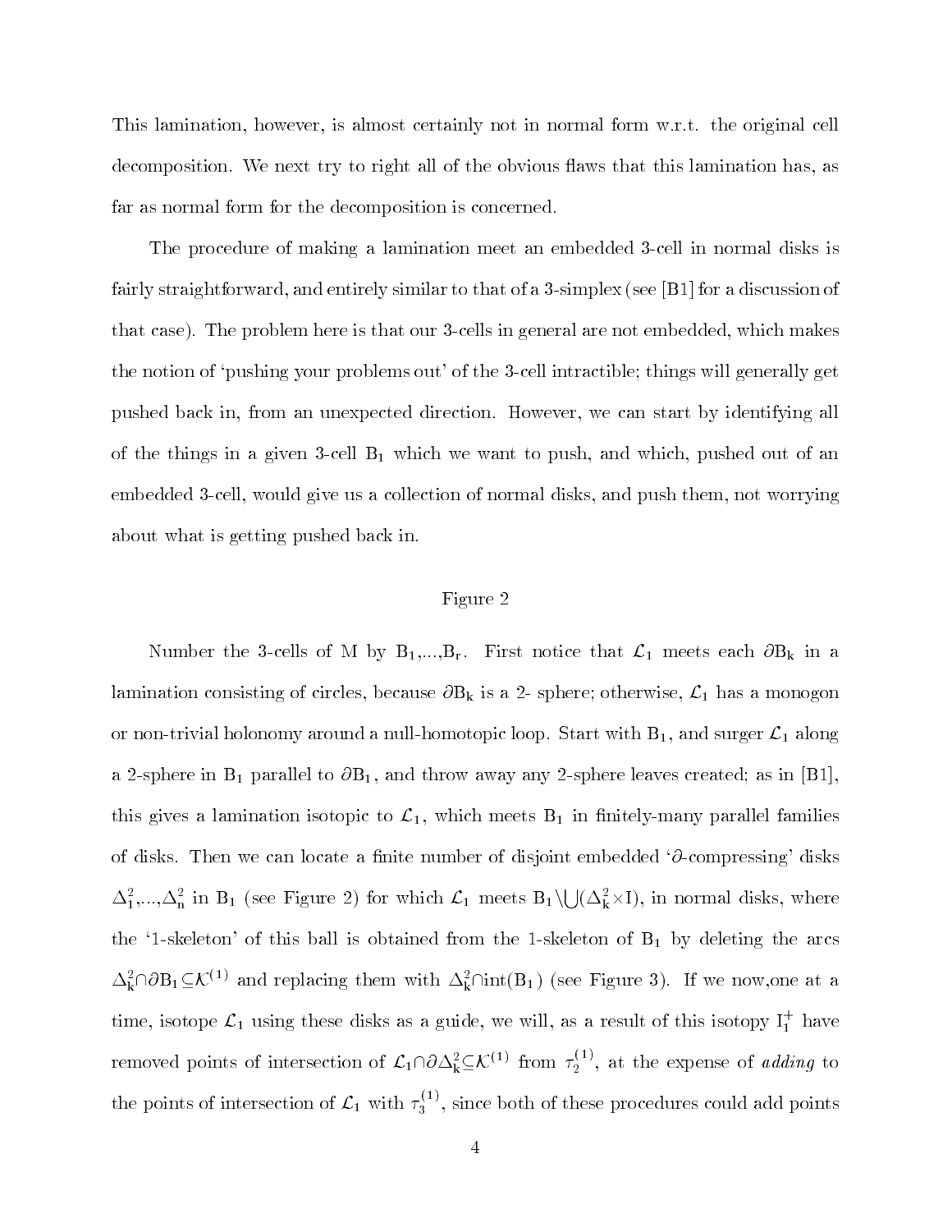This lamination, however, is almost certainly not in normal form w.r.t. the original cell decomposition. We next try to right all of the obvious flaws that this lamination has, as far as normal form for the decomposition is concerned.

The procedure of making a lamination meet an embedded 3-cell in normal disks is fairly straightforward, and entirely similar to that of a 3-simplex (see [B1] for a discussion of that case). The problem here is that our 3-cells in general are not embedded, which makes the notion of 'pushing your problems out' of the 3-cell intractible; things will generally get pushed back in, from an unexpected direction. However, we can start by identifying all of the things in a given 3-cell $B_1$ which we want to push, and which, pushed out of an embedded 3-cell, would give us a collection of normal disks, and push them, not worrying about what is getting pushed back in.

Figure 2

Number the 3-cells of M by $B_1,...,B_r$. First notice that $\mathcal{L}_1$ meets each $\partial B_k$ in a lamination consisting of circles, because $\partial B_k$ is a 2- sphere; otherwise, $\mathcal{L}_1$ has a monogon or non-trivial holonomy around a null-homotopic loop. Start with $B_1$, and surger $\mathcal{L}_1$ along a 2-sphere in $B_1$ parallel to $\partial B_1$, and throw away any 2-sphere leaves created; as in [B1], this gives a lamination isotopic to $\mathcal{L}_1$, which meets $B_1$ in finitely-many parallel families of disks. Then we can locate a finite number of disjoint embedded '$\partial$-compressing' disks $\Delta_1^2,...,\Delta_n^2$ in $B_1$ (see Figure 2) for which $\mathcal{L}_1$ meets $B_1 \setminus \bigcup(\Delta_k^2 \times I)$, in normal disks, where the '1-skeleton' of this ball is obtained from the 1-skeleton of $B_1$ by deleting the arcs $\Delta_k^2 \cap \partial B_1 \subseteq \mathcal{K}^{(1)}$ and replacing them with $\Delta_k^2 \cap \mathrm{int}(B_1)$ (see Figure 3). If we now,one at a time, isotope $\mathcal{L}_1$ using these disks as a guide, we will, as a result of this isotopy $I_1^+$ have removed points of intersection of $\mathcal{L}_1 \cap \partial\Delta_k^2 \subseteq \mathcal{K}^{(1)}$ from $\tau_2^{(1)}$, at the expense of *adding* to the points of intersection of $\mathcal{L}_1$ with $\tau_3^{(1)}$, since both of these procedures could add points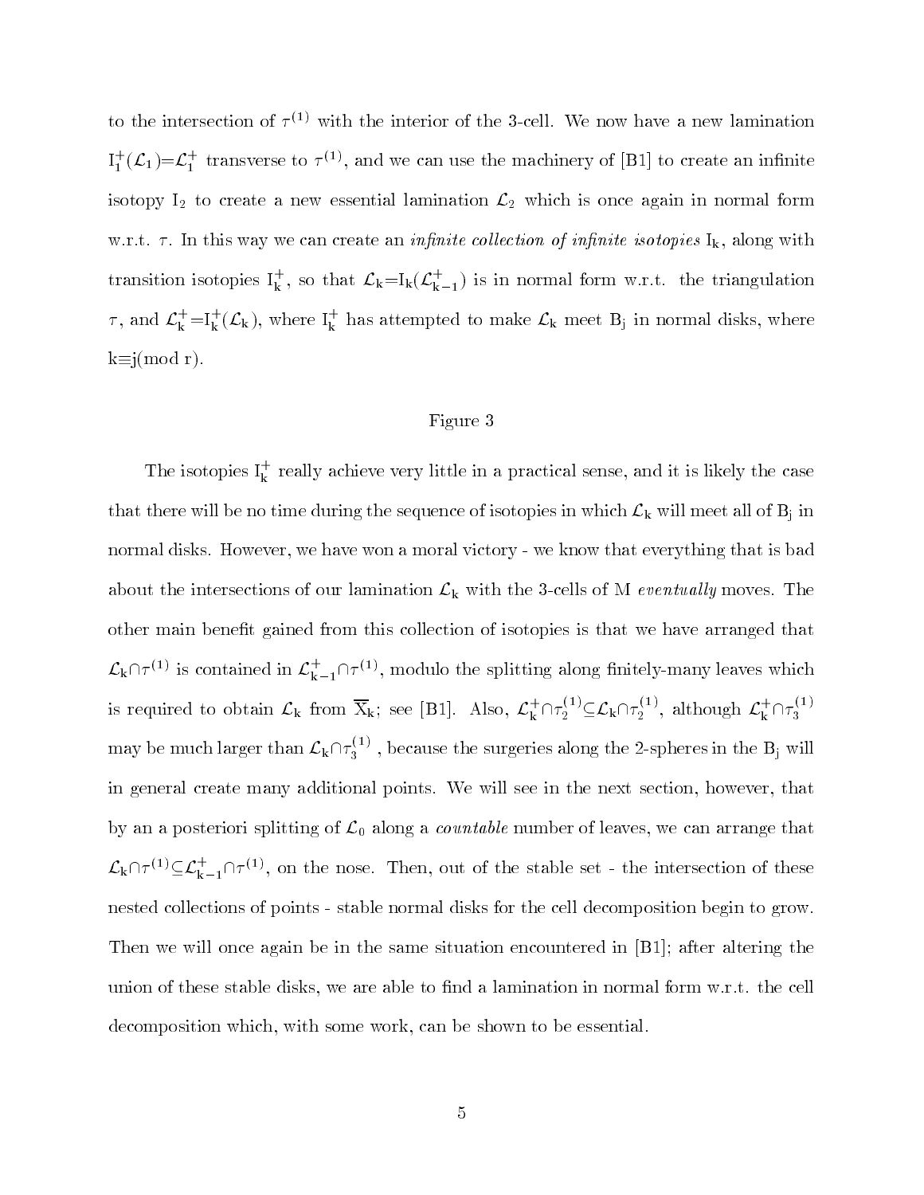to the intersection of $\tau^{(1)}$ with the interior of the 3-cell. We now have a new lamination $\mathrm{I}_1^+(\mathcal{L}_1)=\mathcal{L}_1^+$ transverse to $\tau^{(1)}$, and we can use the machinery of [B1] to create an infinite isotopy $\mathrm{I}_2$ to create a new essential lamination $\mathcal{L}_2$ which is once again in normal form w.r.t. $\tau$. In this way we can create an *infinite collection of infinite isotopies* $\mathrm{I}_\mathrm{k}$, along with transition isotopies $\mathrm{I}_\mathrm{k}^+$, so that $\mathcal{L}_\mathrm{k}=\mathrm{I}_\mathrm{k}(\mathcal{L}_{\mathrm{k}-1}^+)$ is in normal form w.r.t. the triangulation $\tau$, and $\mathcal{L}_\mathrm{k}^+=\mathrm{I}_\mathrm{k}^+(\mathcal{L}_\mathrm{k})$, where $\mathrm{I}_\mathrm{k}^+$ has attempted to make $\mathcal{L}_\mathrm{k}$ meet $\mathrm{B}_\mathrm{j}$ in normal disks, where $\mathrm{k}\equiv\mathrm{j}(\mathrm{mod}\ \mathrm{r})$.

Figure 3

The isotopies $\mathrm{I}_\mathrm{k}^+$ really achieve very little in a practical sense, and it is likely the case that there will be no time during the sequence of isotopies in which $\mathcal{L}_\mathrm{k}$ will meet all of $\mathrm{B}_\mathrm{j}$ in normal disks. However, we have won a moral victory - we know that everything that is bad about the intersections of our lamination $\mathcal{L}_\mathrm{k}$ with the 3-cells of M *eventually* moves. The other main benefit gained from this collection of isotopies is that we have arranged that $\mathcal{L}_\mathrm{k}\cap\tau^{(1)}$ is contained in $\mathcal{L}_{\mathrm{k}-1}^+\cap\tau^{(1)}$, modulo the splitting along finitely-many leaves which is required to obtain $\mathcal{L}_\mathrm{k}$ from $\overline{\mathrm{X}}_\mathrm{k}$; see [B1]. Also, $\mathcal{L}_\mathrm{k}^+\cap\tau_2^{(1)}\subseteq\mathcal{L}_\mathrm{k}\cap\tau_2^{(1)}$, although $\mathcal{L}_\mathrm{k}^+\cap\tau_3^{(1)}$ may be much larger than $\mathcal{L}_\mathrm{k}\cap\tau_3^{(1)}$, because the surgeries along the 2-spheres in the $\mathrm{B}_\mathrm{j}$ will in general create many additional points. We will see in the next section, however, that by an a posteriori splitting of $\mathcal{L}_0$ along a *countable* number of leaves, we can arrange that $\mathcal{L}_\mathrm{k}\cap\tau^{(1)}\subseteq\mathcal{L}_{\mathrm{k}-1}^+\cap\tau^{(1)}$, on the nose. Then, out of the stable set - the intersection of these nested collections of points - stable normal disks for the cell decomposition begin to grow. Then we will once again be in the same situation encountered in [B1]; after altering the union of these stable disks, we are able to find a lamination in normal form w.r.t. the cell decomposition which, with some work, can be shown to be essential.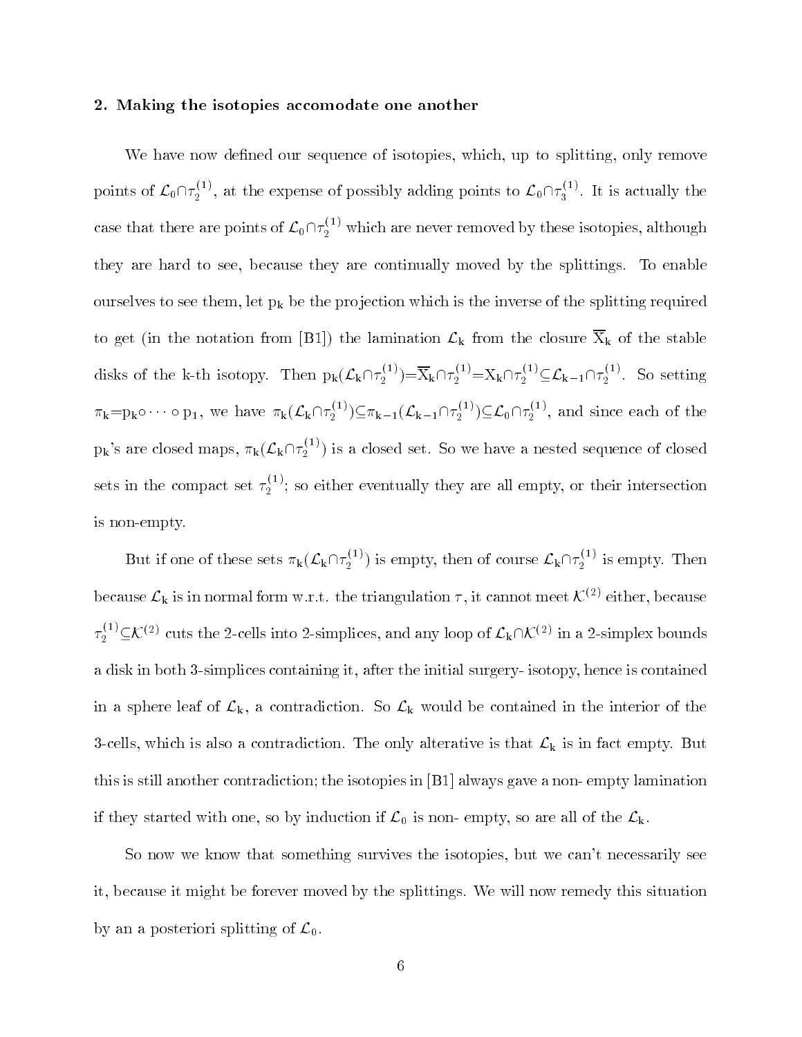## 2. Making the isotopies accomodate one another

We have now defined our sequence of isotopies, which, up to splitting, only remove points of $\mathcal{L}_0 \cap \tau_2^{(1)}$, at the expense of possibly adding points to $\mathcal{L}_0 \cap \tau_3^{(1)}$. It is actually the case that there are points of $\mathcal{L}_0 \cap \tau_2^{(1)}$ which are never removed by these isotopies, although they are hard to see, because they are continually moved by the splittings. To enable ourselves to see them, let $p_k$ be the projection which is the inverse of the splitting required to get (in the notation from [B1]) the lamination $\mathcal{L}_k$ from the closure $\overline{X}_k$ of the stable disks of the k-th isotopy. Then $p_k(\mathcal{L}_k \cap \tau_2^{(1)}) = \overline{X}_k \cap \tau_2^{(1)} = X_k \cap \tau_2^{(1)} \subseteq \mathcal{L}_{k-1} \cap \tau_2^{(1)}$. So setting $\pi_k = p_k \circ \cdots \circ p_1$, we have $\pi_k(\mathcal{L}_k \cap \tau_2^{(1)}) \subseteq \pi_{k-1}(\mathcal{L}_{k-1} \cap \tau_2^{(1)}) \subseteq \mathcal{L}_0 \cap \tau_2^{(1)}$, and since each of the $p_k$'s are closed maps, $\pi_k(\mathcal{L}_k \cap \tau_2^{(1)})$ is a closed set. So we have a nested sequence of closed sets in the compact set $\tau_2^{(1)}$; so either eventually they are all empty, or their intersection is non-empty.

But if one of these sets $\pi_k(\mathcal{L}_k \cap \tau_2^{(1)})$ is empty, then of course $\mathcal{L}_k \cap \tau_2^{(1)}$ is empty. Then because $\mathcal{L}_k$ is in normal form w.r.t. the triangulation $\tau$, it cannot meet $\mathcal{K}^{(2)}$ either, because $\tau_2^{(1)} \subseteq \mathcal{K}^{(2)}$ cuts the 2-cells into 2-simplices, and any loop of $\mathcal{L}_k \cap \mathcal{K}^{(2)}$ in a 2-simplex bounds a disk in both 3-simplices containing it, after the initial surgery- isotopy, hence is contained in a sphere leaf of $\mathcal{L}_k$, a contradiction. So $\mathcal{L}_k$ would be contained in the interior of the 3-cells, which is also a contradiction. The only alterative is that $\mathcal{L}_k$ is in fact empty. But this is still another contradiction; the isotopies in [B1] always gave a non- empty lamination if they started with one, so by induction if $\mathcal{L}_0$ is non- empty, so are all of the $\mathcal{L}_k$.

So now we know that something survives the isotopies, but we can't necessarily see it, because it might be forever moved by the splittings. We will now remedy this situation by an a posteriori splitting of $\mathcal{L}_0$.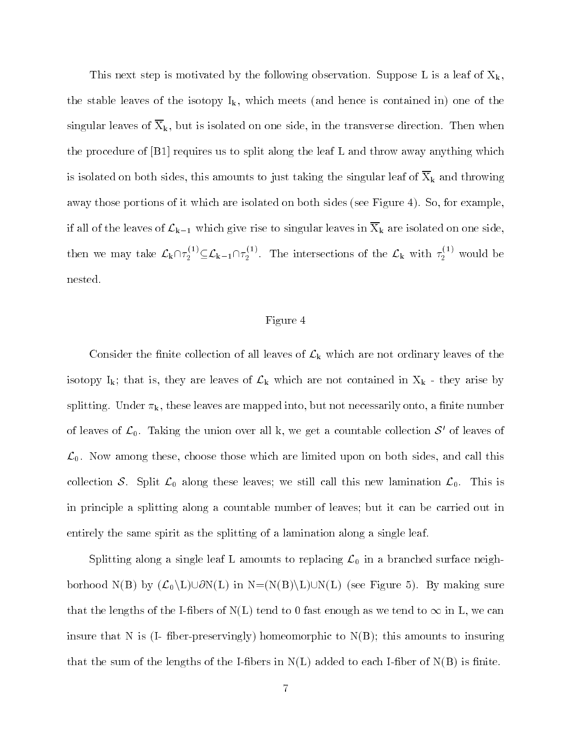This next step is motivated by the following observation. Suppose L is a leaf of $X_k$, the stable leaves of the isotopy $I_k$, which meets (and hence is contained in) one of the singular leaves of $\overline{X}_k$, but is isolated on one side, in the transverse direction. Then when the procedure of [B1] requires us to split along the leaf L and throw away anything which is isolated on both sides, this amounts to just taking the singular leaf of $\overline{X}_k$ and throwing away those portions of it which are isolated on both sides (see Figure 4). So, for example, if all of the leaves of $\mathcal{L}_{k-1}$ which give rise to singular leaves in $\overline{X}_k$ are isolated on one side, then we may take $\mathcal{L}_k \cap \tau_2^{(1)} \subseteq \mathcal{L}_{k-1} \cap \tau_2^{(1)}$. The intersections of the $\mathcal{L}_k$ with $\tau_2^{(1)}$ would be nested.

Figure 4

Consider the finite collection of all leaves of $\mathcal{L}_k$ which are not ordinary leaves of the isotopy $I_k$; that is, they are leaves of $\mathcal{L}_k$ which are not contained in $X_k$ - they arise by splitting. Under $\pi_k$, these leaves are mapped into, but not necessarily onto, a finite number of leaves of $\mathcal{L}_0$. Taking the union over all k, we get a countable collection $\mathcal{S}'$ of leaves of $\mathcal{L}_0$. Now among these, choose those which are limited upon on both sides, and call this collection $\mathcal{S}$. Split $\mathcal{L}_0$ along these leaves; we still call this new lamination $\mathcal{L}_0$. This is in principle a splitting along a countable number of leaves; but it can be carried out in entirely the same spirit as the splitting of a lamination along a single leaf.

Splitting along a single leaf L amounts to replacing $\mathcal{L}_0$ in a branched surface neighborhood N(B) by $(\mathcal{L}_0 \setminus L) \cup \partial N(L)$ in $N = (N(B) \setminus L) \cup N(L)$ (see Figure 5). By making sure that the lengths of the I-fibers of N(L) tend to 0 fast enough as we tend to $\infty$ in L, we can insure that N is (I- fiber-preservingly) homeomorphic to N(B); this amounts to insuring that the sum of the lengths of the I-fibers in N(L) added to each I-fiber of N(B) is finite.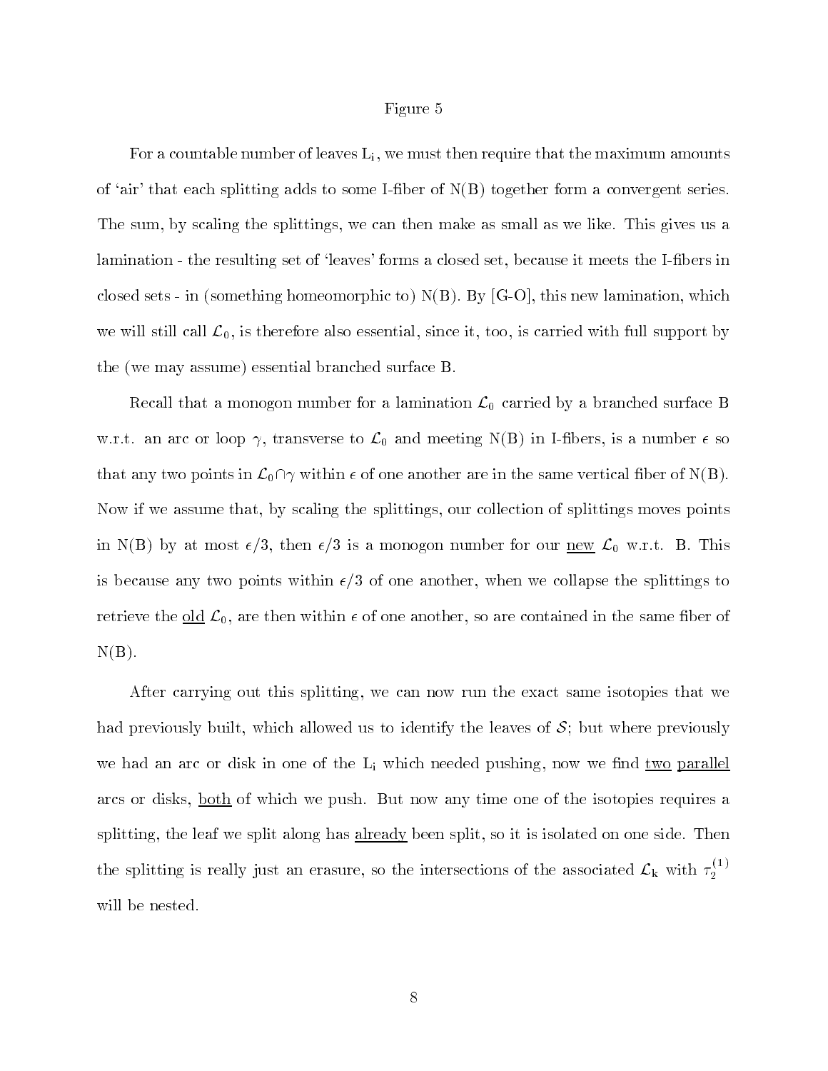Figure 5

For a countable number of leaves $L_i$, we must then require that the maximum amounts of 'air' that each splitting adds to some I-fiber of N(B) together form a convergent series. The sum, by scaling the splittings, we can then make as small as we like. This gives us a lamination - the resulting set of 'leaves' forms a closed set, because it meets the I-fibers in closed sets - in (something homeomorphic to) N(B). By [G-O], this new lamination, which we will still call $\mathcal{L}_0$, is therefore also essential, since it, too, is carried with full support by the (we may assume) essential branched surface B.

Recall that a monogon number for a lamination $\mathcal{L}_0$ carried by a branched surface B w.r.t. an arc or loop $\gamma$, transverse to $\mathcal{L}_0$ and meeting N(B) in I-fibers, is a number $\epsilon$ so that any two points in $\mathcal{L}_0 \cap \gamma$ within $\epsilon$ of one another are in the same vertical fiber of N(B). Now if we assume that, by scaling the splittings, our collection of splittings moves points in N(B) by at most $\epsilon/3$, then $\epsilon/3$ is a monogon number for our <u>new</u> $\mathcal{L}_0$ w.r.t. B. This is because any two points within $\epsilon/3$ of one another, when we collapse the splittings to retrieve the <u>old</u> $\mathcal{L}_0$, are then within $\epsilon$ of one another, so are contained in the same fiber of N(B).

After carrying out this splitting, we can now run the exact same isotopies that we had previously built, which allowed us to identify the leaves of $\mathcal{S}$; but where previously we had an arc or disk in one of the $L_i$ which needed pushing, now we find <u>two</u> <u>parallel</u> arcs or disks, <u>both</u> of which we push. But now any time one of the isotopies requires a splitting, the leaf we split along has <u>already</u> been split, so it is isolated on one side. Then the splitting is really just an erasure, so the intersections of the associated $\mathcal{L}_k$ with $\tau_2^{(1)}$ will be nested.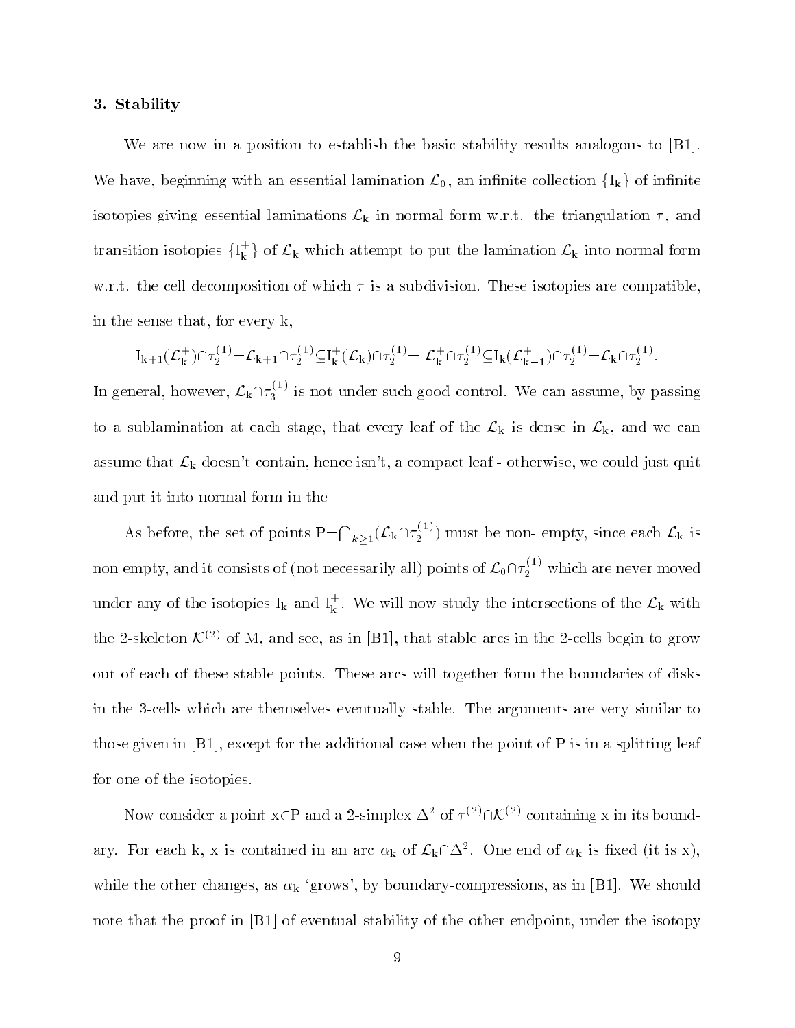### 3. Stability

We are now in a position to establish the basic stability results analogous to [B1]. We have, beginning with an essential lamination $\mathcal{L}_0$, an infinite collection $\{\mathrm{I_k}\}$ of infinite isotopies giving essential laminations $\mathcal{L}_\mathrm{k}$ in normal form w.r.t. the triangulation $\tau$, and transition isotopies $\{\mathrm{I}_\mathrm{k}^+\}$ of $\mathcal{L}_\mathrm{k}$ which attempt to put the lamination $\mathcal{L}_\mathrm{k}$ into normal form w.r.t. the cell decomposition of which $\tau$ is a subdivision. These isotopies are compatible, in the sense that, for every k,

$$\mathrm{I}_{\mathrm{k+1}}(\mathcal{L}_\mathrm{k}^+)\cap\tau_2^{(1)}=\mathcal{L}_{\mathrm{k+1}}\cap\tau_2^{(1)}\subseteq\mathrm{I}_\mathrm{k}^+(\mathcal{L}_\mathrm{k})\cap\tau_2^{(1)}=\mathcal{L}_\mathrm{k}^+\cap\tau_2^{(1)}\subseteq\mathrm{I}_\mathrm{k}(\mathcal{L}_{\mathrm{k-1}}^+)\cap\tau_2^{(1)}=\mathcal{L}_\mathrm{k}\cap\tau_2^{(1)}.$$

In general, however, $\mathcal{L}_\mathrm{k}\cap\tau_3^{(1)}$ is not under such good control. We can assume, by passing to a sublamination at each stage, that every leaf of the $\mathcal{L}_\mathrm{k}$ is dense in $\mathcal{L}_\mathrm{k}$, and we can assume that $\mathcal{L}_\mathrm{k}$ doesn't contain, hence isn't, a compact leaf - otherwise, we could just quit and put it into normal form in the

As before, the set of points $\mathrm{P}=\bigcap_{k\geq 1}(\mathcal{L}_\mathrm{k}\cap\tau_2^{(1)})$ must be non- empty, since each $\mathcal{L}_\mathrm{k}$ is non-empty, and it consists of (not necessarily all) points of $\mathcal{L}_0\cap\tau_2^{(1)}$ which are never moved under any of the isotopies $\mathrm{I_k}$ and $\mathrm{I}_\mathrm{k}^+$. We will now study the intersections of the $\mathcal{L}_\mathrm{k}$ with the 2-skeleton $\mathcal{K}^{(2)}$ of M, and see, as in [B1], that stable arcs in the 2-cells begin to grow out of each of these stable points. These arcs will together form the boundaries of disks in the 3-cells which are themselves eventually stable. The arguments are very similar to those given in [B1], except for the additional case when the point of P is in a splitting leaf for one of the isotopies.

Now consider a point $\mathrm{x}\in\mathrm{P}$ and a 2-simplex $\Delta^2$ of $\tau^{(2)}\cap\mathcal{K}^{(2)}$ containing x in its boundary. For each k, x is contained in an arc $\alpha_\mathrm{k}$ of $\mathcal{L}_\mathrm{k}\cap\Delta^2$. One end of $\alpha_\mathrm{k}$ is fixed (it is x), while the other changes, as $\alpha_\mathrm{k}$ 'grows', by boundary-compressions, as in [B1]. We should note that the proof in [B1] of eventual stability of the other endpoint, under the isotopy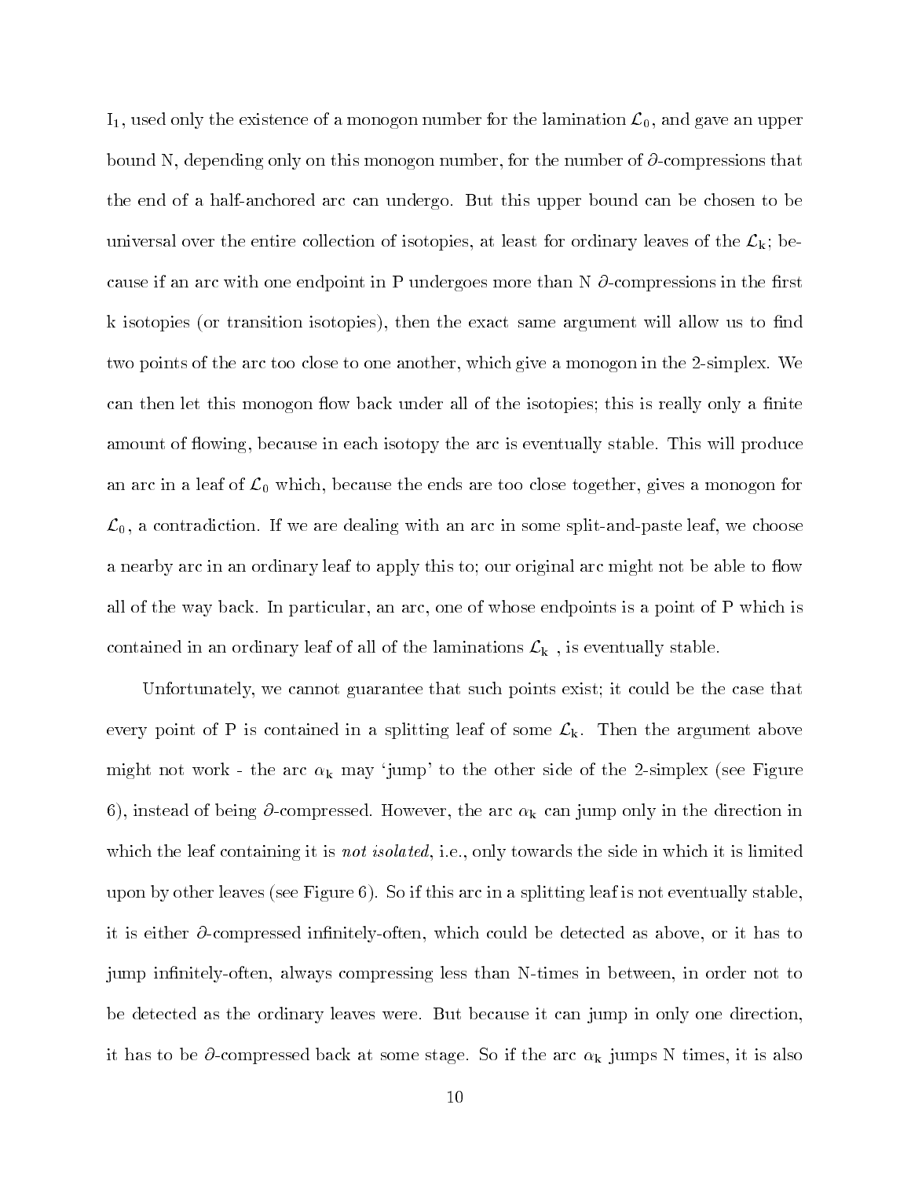$I_1$, used only the existence of a monogon number for the lamination $\mathcal{L}_0$, and gave an upper bound N, depending only on this monogon number, for the number of $\partial$-compressions that the end of a half-anchored arc can undergo. But this upper bound can be chosen to be universal over the entire collection of isotopies, at least for ordinary leaves of the $\mathcal{L}_k$; because if an arc with one endpoint in P undergoes more than N $\partial$-compressions in the first k isotopies (or transition isotopies), then the exact same argument will allow us to find two points of the arc too close to one another, which give a monogon in the 2-simplex. We can then let this monogon flow back under all of the isotopies; this is really only a finite amount of flowing, because in each isotopy the arc is eventually stable. This will produce an arc in a leaf of $\mathcal{L}_0$ which, because the ends are too close together, gives a monogon for $\mathcal{L}_0$, a contradiction. If we are dealing with an arc in some split-and-paste leaf, we choose a nearby arc in an ordinary leaf to apply this to; our original arc might not be able to flow all of the way back. In particular, an arc, one of whose endpoints is a point of P which is contained in an ordinary leaf of all of the laminations $\mathcal{L}_k$ , is eventually stable.

Unfortunately, we cannot guarantee that such points exist; it could be the case that every point of P is contained in a splitting leaf of some $\mathcal{L}_k$. Then the argument above might not work - the arc $\alpha_k$ may 'jump' to the other side of the 2-simplex (see Figure 6), instead of being $\partial$-compressed. However, the arc $\alpha_k$ can jump only in the direction in which the leaf containing it is *not isolated*, i.e., only towards the side in which it is limited upon by other leaves (see Figure 6). So if this arc in a splitting leaf is not eventually stable, it is either $\partial$-compressed infinitely-often, which could be detected as above, or it has to jump infinitely-often, always compressing less than N-times in between, in order not to be detected as the ordinary leaves were. But because it can jump in only one direction, it has to be $\partial$-compressed back at some stage. So if the arc $\alpha_k$ jumps N times, it is also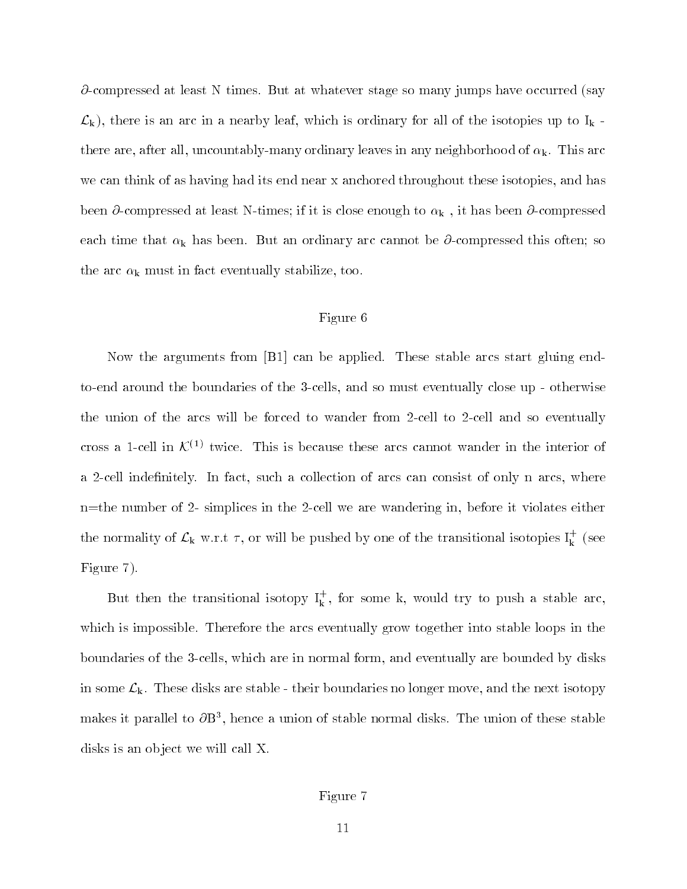$\partial$-compressed at least N times. But at whatever stage so many jumps have occurred (say $\mathcal{L}_k$), there is an arc in a nearby leaf, which is ordinary for all of the isotopies up to $I_k$ - there are, after all, uncountably-many ordinary leaves in any neighborhood of $\alpha_k$. This arc we can think of as having had its end near x anchored throughout these isotopies, and has been $\partial$-compressed at least N-times; if it is close enough to $\alpha_k$ , it has been $\partial$-compressed each time that $\alpha_k$ has been. But an ordinary arc cannot be $\partial$-compressed this often; so the arc $\alpha_k$ must in fact eventually stabilize, too.

Figure 6

Now the arguments from [B1] can be applied. These stable arcs start gluing end-to-end around the boundaries of the 3-cells, and so must eventually close up - otherwise the union of the arcs will be forced to wander from 2-cell to 2-cell and so eventually cross a 1-cell in $\mathcal{K}^{(1)}$ twice. This is because these arcs cannot wander in the interior of a 2-cell indefinitely. In fact, such a collection of arcs can consist of only n arcs, where n=the number of 2- simplices in the 2-cell we are wandering in, before it violates either the normality of $\mathcal{L}_k$ w.r.t $\tau$, or will be pushed by one of the transitional isotopies $I_k^+$ (see Figure 7).

But then the transitional isotopy $I_k^+$, for some k, would try to push a stable arc, which is impossible. Therefore the arcs eventually grow together into stable loops in the boundaries of the 3-cells, which are in normal form, and eventually are bounded by disks in some $\mathcal{L}_k$. These disks are stable - their boundaries no longer move, and the next isotopy makes it parallel to $\partial B^3$, hence a union of stable normal disks. The union of these stable disks is an object we will call X.

Figure 7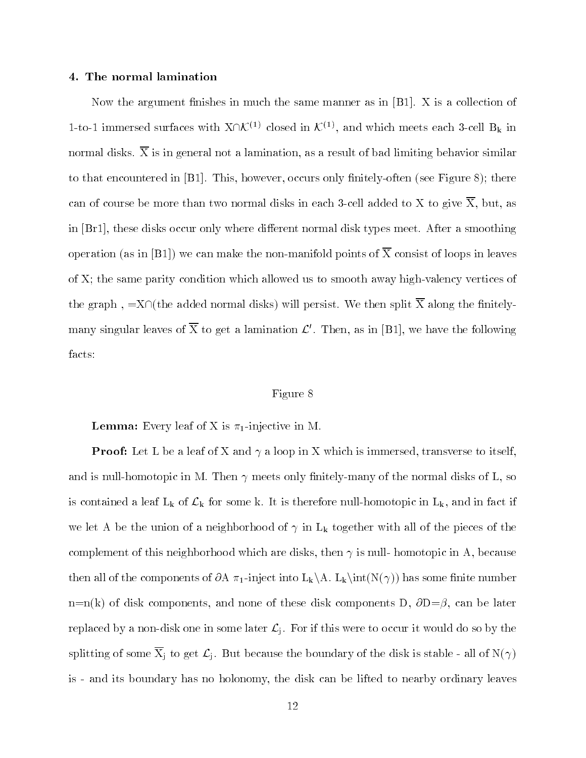### 4. The normal lamination

Now the argument finishes in much the same manner as in [B1]. X is a collection of 1-to-1 immersed surfaces with $X \cap \mathcal{K}^{(1)}$ closed in $\mathcal{K}^{(1)}$, and which meets each 3-cell $B_k$ in normal disks. $\overline{X}$ is in general not a lamination, as a result of bad limiting behavior similar to that encountered in [B1]. This, however, occurs only finitely-often (see Figure 8); there can of course be more than two normal disks in each 3-cell added to X to give $\overline{X}$, but, as in [Br1], these disks occur only where different normal disk types meet. After a smoothing operation (as in [B1]) we can make the non-manifold points of $\overline{X}$ consist of loops in leaves of X; the same parity condition which allowed us to smooth away high-valency vertices of the graph $\Gamma$ = X∩(the added normal disks) will persist. We then split $\overline{X}$ along the finitely-many singular leaves of $\overline{X}$ to get a lamination $\mathcal{L}'$. Then, as in [B1], we have the following facts:

Figure 8

**Lemma:** Every leaf of X is $\pi_1$-injective in M.

**Proof:** Let L be a leaf of X and $\gamma$ a loop in X which is immersed, transverse to itself, and is null-homotopic in M. Then $\gamma$ meets only finitely-many of the normal disks of L, so is contained a leaf $L_k$ of $\mathcal{L}_k$ for some k. It is therefore null-homotopic in $L_k$, and in fact if we let A be the union of a neighborhood of $\gamma$ in $L_k$ together with all of the pieces of the complement of this neighborhood which are disks, then $\gamma$ is null- homotopic in A, because then all of the components of $\partial A$ $\pi_1$-inject into $L_k \backslash A$. $L_k \backslash \mathrm{int}(N(\gamma))$ has some finite number n=n(k) of disk components, and none of these disk components D, $\partial D = \beta$, can be later replaced by a non-disk one in some later $\mathcal{L}_j$. For if this were to occur it would do so by the splitting of some $\overline{X}_j$ to get $\mathcal{L}_j$. But because the boundary of the disk is stable - all of $N(\gamma)$ is - and its boundary has no holonomy, the disk can be lifted to nearby ordinary leaves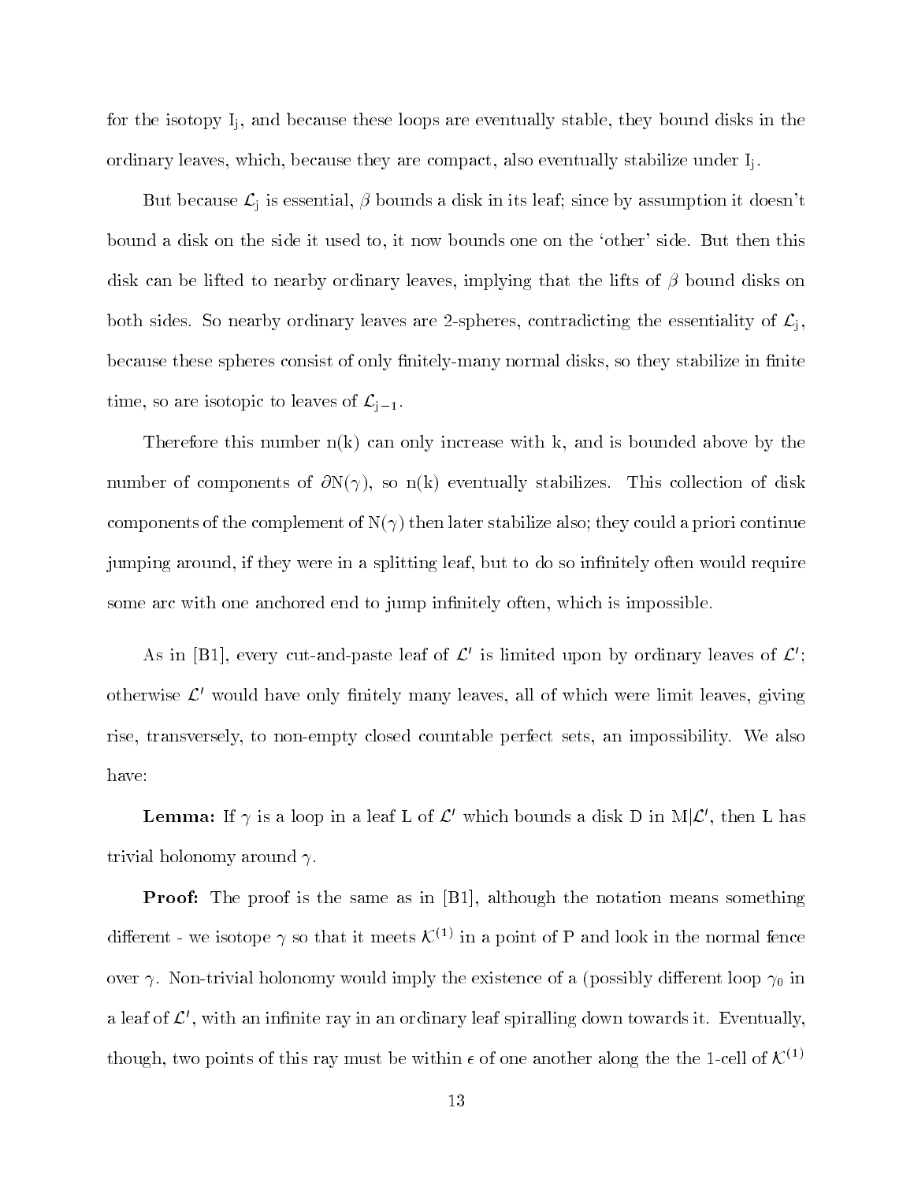for the isotopy $I_j$, and because these loops are eventually stable, they bound disks in the ordinary leaves, which, because they are compact, also eventually stabilize under $I_j$.

But because $\mathcal{L}_j$ is essential, $\beta$ bounds a disk in its leaf; since by assumption it doesn't bound a disk on the side it used to, it now bounds one on the 'other' side. But then this disk can be lifted to nearby ordinary leaves, implying that the lifts of $\beta$ bound disks on both sides. So nearby ordinary leaves are 2-spheres, contradicting the essentiality of $\mathcal{L}_j$, because these spheres consist of only finitely-many normal disks, so they stabilize in finite time, so are isotopic to leaves of $\mathcal{L}_{j-1}$.

Therefore this number n(k) can only increase with k, and is bounded above by the number of components of $\partial N(\gamma)$, so n(k) eventually stabilizes. This collection of disk components of the complement of $N(\gamma)$ then later stabilize also; they could a priori continue jumping around, if they were in a splitting leaf, but to do so infinitely often would require some arc with one anchored end to jump infinitely often, which is impossible.

As in [B1], every cut-and-paste leaf of $\mathcal{L}'$ is limited upon by ordinary leaves of $\mathcal{L}'$; otherwise $\mathcal{L}'$ would have only finitely many leaves, all of which were limit leaves, giving rise, transversely, to non-empty closed countable perfect sets, an impossibility. We also have:

**Lemma:** If $\gamma$ is a loop in a leaf L of $\mathcal{L}'$ which bounds a disk D in $M|\mathcal{L}'$, then L has trivial holonomy around $\gamma$.

**Proof:** The proof is the same as in [B1], although the notation means something different - we isotope $\gamma$ so that it meets $\mathcal{K}^{(1)}$ in a point of P and look in the normal fence over $\gamma$. Non-trivial holonomy would imply the existence of a (possibly different loop $\gamma_0$ in a leaf of $\mathcal{L}'$, with an infinite ray in an ordinary leaf spiralling down towards it. Eventually, though, two points of this ray must be within $\epsilon$ of one another along the the 1-cell of $\mathcal{K}^{(1)}$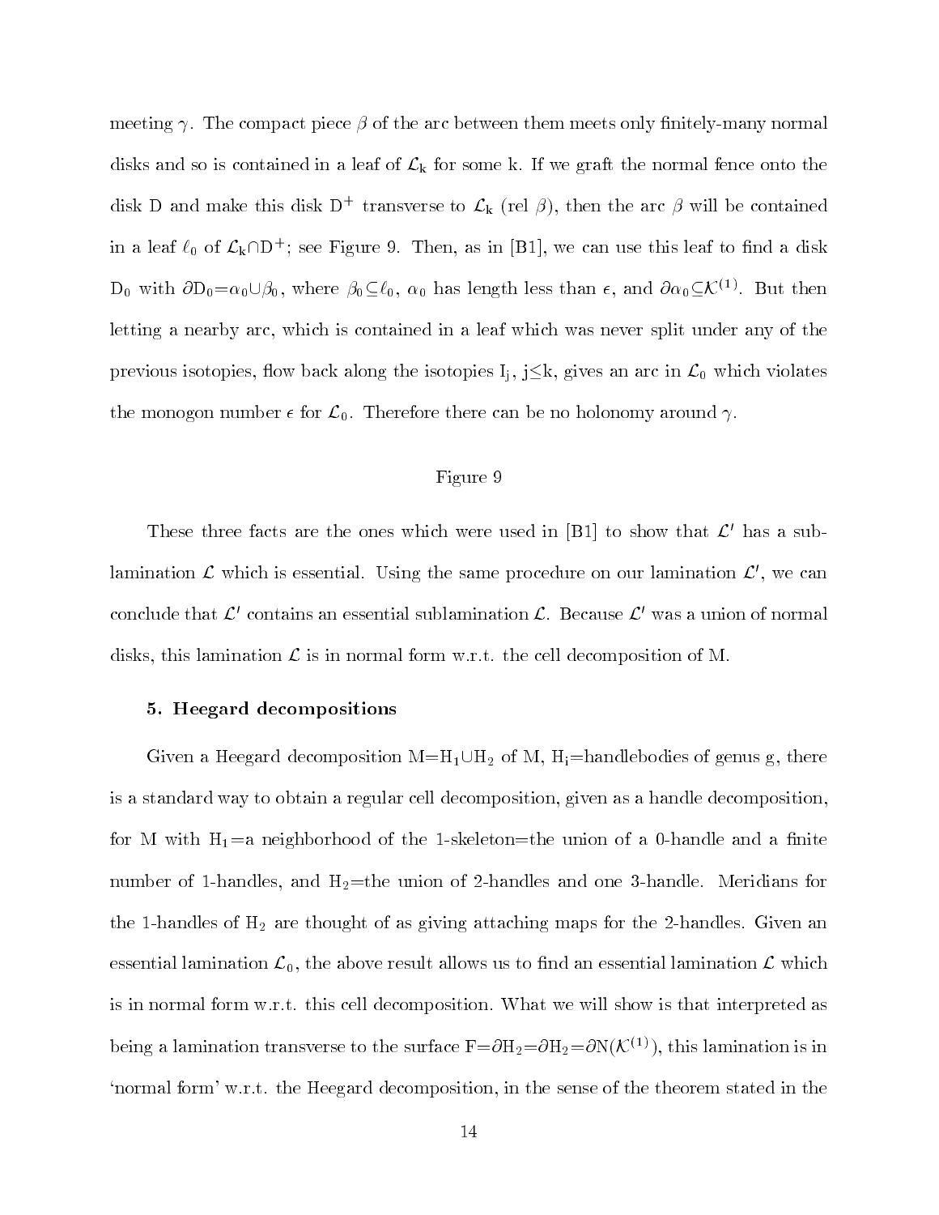meeting $\gamma$. The compact piece $\beta$ of the arc between them meets only finitely-many normal disks and so is contained in a leaf of $\mathcal{L}_k$ for some k. If we graft the normal fence onto the disk D and make this disk $D^+$ transverse to $\mathcal{L}_k$ (rel $\beta$), then the arc $\beta$ will be contained in a leaf $\ell_0$ of $\mathcal{L}_k \cap D^+$; see Figure 9. Then, as in [B1], we can use this leaf to find a disk $D_0$ with $\partial D_0 = \alpha_0 \cup \beta_0$, where $\beta_0 \subseteq \ell_0$, $\alpha_0$ has length less than $\epsilon$, and $\partial\alpha_0 \subseteq \mathcal{K}^{(1)}$. But then letting a nearby arc, which is contained in a leaf which was never split under any of the previous isotopies, flow back along the isotopies $I_j$, $j \leq k$, gives an arc in $\mathcal{L}_0$ which violates the monogon number $\epsilon$ for $\mathcal{L}_0$. Therefore there can be no holonomy around $\gamma$.

Figure 9

These three facts are the ones which were used in [B1] to show that $\mathcal{L}'$ has a sublamination $\mathcal{L}$ which is essential. Using the same procedure on our lamination $\mathcal{L}'$, we can conclude that $\mathcal{L}'$ contains an essential sublamination $\mathcal{L}$. Because $\mathcal{L}'$ was a union of normal disks, this lamination $\mathcal{L}$ is in normal form w.r.t. the cell decomposition of M.

### 5. Heegard decompositions

Given a Heegard decomposition $M = H_1 \cup H_2$ of M, $H_i$=handlebodies of genus g, there is a standard way to obtain a regular cell decomposition, given as a handle decomposition, for M with $H_1$=a neighborhood of the 1-skeleton=the union of a 0-handle and a finite number of 1-handles, and $H_2$=the union of 2-handles and one 3-handle. Meridians for the 1-handles of $H_2$ are thought of as giving attaching maps for the 2-handles. Given an essential lamination $\mathcal{L}_0$, the above result allows us to find an essential lamination $\mathcal{L}$ which is in normal form w.r.t. this cell decomposition. What we will show is that interpreted as being a lamination transverse to the surface $F = \partial H_2 = \partial H_2 = \partial N(\mathcal{K}^{(1)})$, this lamination is in 'normal form' w.r.t. the Heegard decomposition, in the sense of the theorem stated in the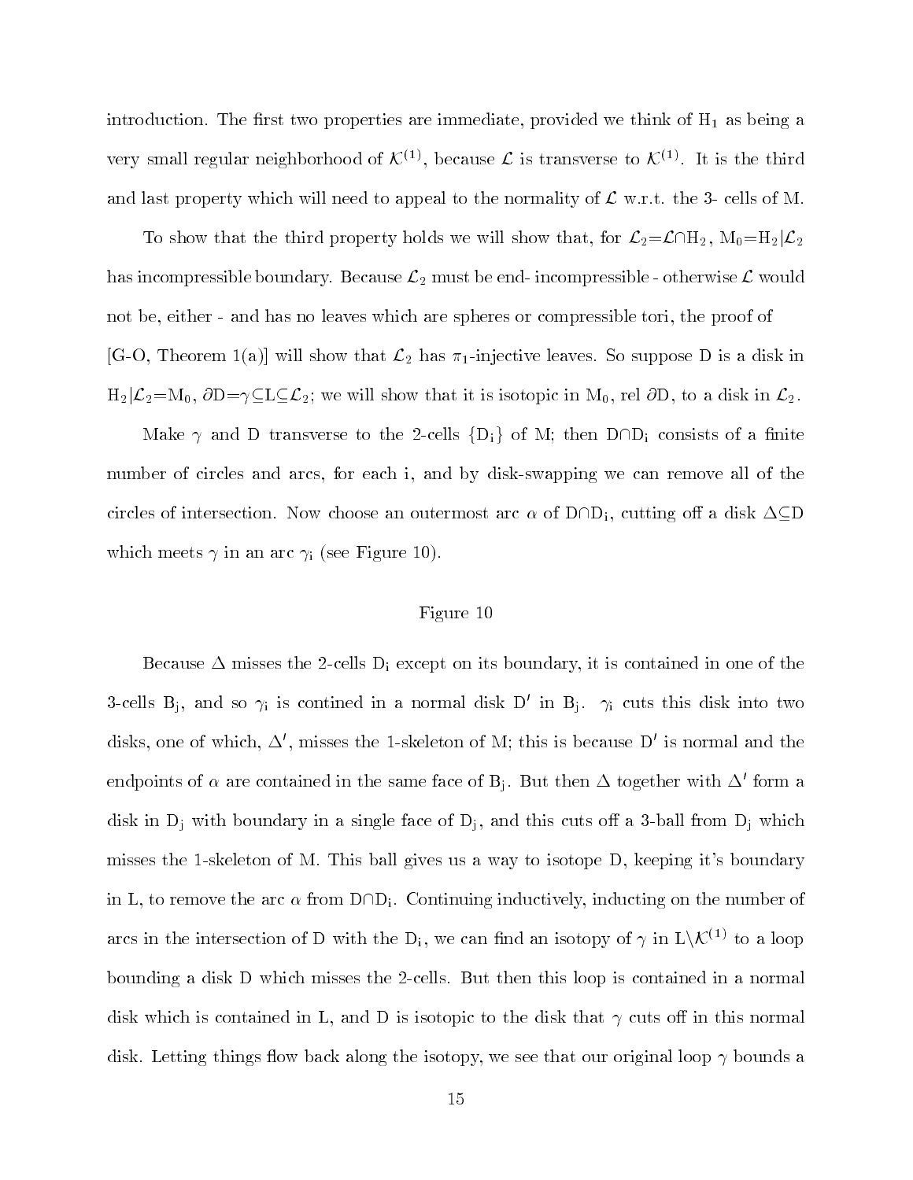introduction. The first two properties are immediate, provided we think of $H_1$ as being a very small regular neighborhood of $\mathcal{K}^{(1)}$, because $\mathcal{L}$ is transverse to $\mathcal{K}^{(1)}$. It is the third and last property which will need to appeal to the normality of $\mathcal{L}$ w.r.t. the 3- cells of M.

To show that the third property holds we will show that, for $\mathcal{L}_2 = \mathcal{L} \cap H_2$, $M_0 = H_2 | \mathcal{L}_2$ has incompressible boundary. Because $\mathcal{L}_2$ must be end- incompressible - otherwise $\mathcal{L}$ would not be, either - and has no leaves which are spheres or compressible tori, the proof of [G-O, Theorem 1(a)] will show that $\mathcal{L}_2$ has $\pi_1$-injective leaves. So suppose D is a disk in $H_2 | \mathcal{L}_2 = M_0$, $\partial D = \gamma \subseteq L \subseteq \mathcal{L}_2$; we will show that it is isotopic in $M_0$, rel $\partial D$, to a disk in $\mathcal{L}_2$.

Make $\gamma$ and D transverse to the 2-cells $\{D_i\}$ of M; then $D \cap D_i$ consists of a finite number of circles and arcs, for each i, and by disk-swapping we can remove all of the circles of intersection. Now choose an outermost arc $\alpha$ of $D \cap D_i$, cutting off a disk $\Delta \subseteq D$ which meets $\gamma$ in an arc $\gamma_i$ (see Figure 10).

Figure 10

Because $\Delta$ misses the 2-cells $D_i$ except on its boundary, it is contained in one of the 3-cells $B_j$, and so $\gamma_i$ is contined in a normal disk $D'$ in $B_j$. $\gamma_i$ cuts this disk into two disks, one of which, $\Delta'$, misses the 1-skeleton of M; this is because $D'$ is normal and the endpoints of $\alpha$ are contained in the same face of $B_j$. But then $\Delta$ together with $\Delta'$ form a disk in $D_j$ with boundary in a single face of $D_j$, and this cuts off a 3-ball from $D_j$ which misses the 1-skeleton of M. This ball gives us a way to isotope D, keeping it's boundary in L, to remove the arc $\alpha$ from $D \cap D_i$. Continuing inductively, inducting on the number of arcs in the intersection of D with the $D_i$, we can find an isotopy of $\gamma$ in $L \setminus \mathcal{K}^{(1)}$ to a loop bounding a disk D which misses the 2-cells. But then this loop is contained in a normal disk which is contained in L, and D is isotopic to the disk that $\gamma$ cuts off in this normal disk. Letting things flow back along the isotopy, we see that our original loop $\gamma$ bounds a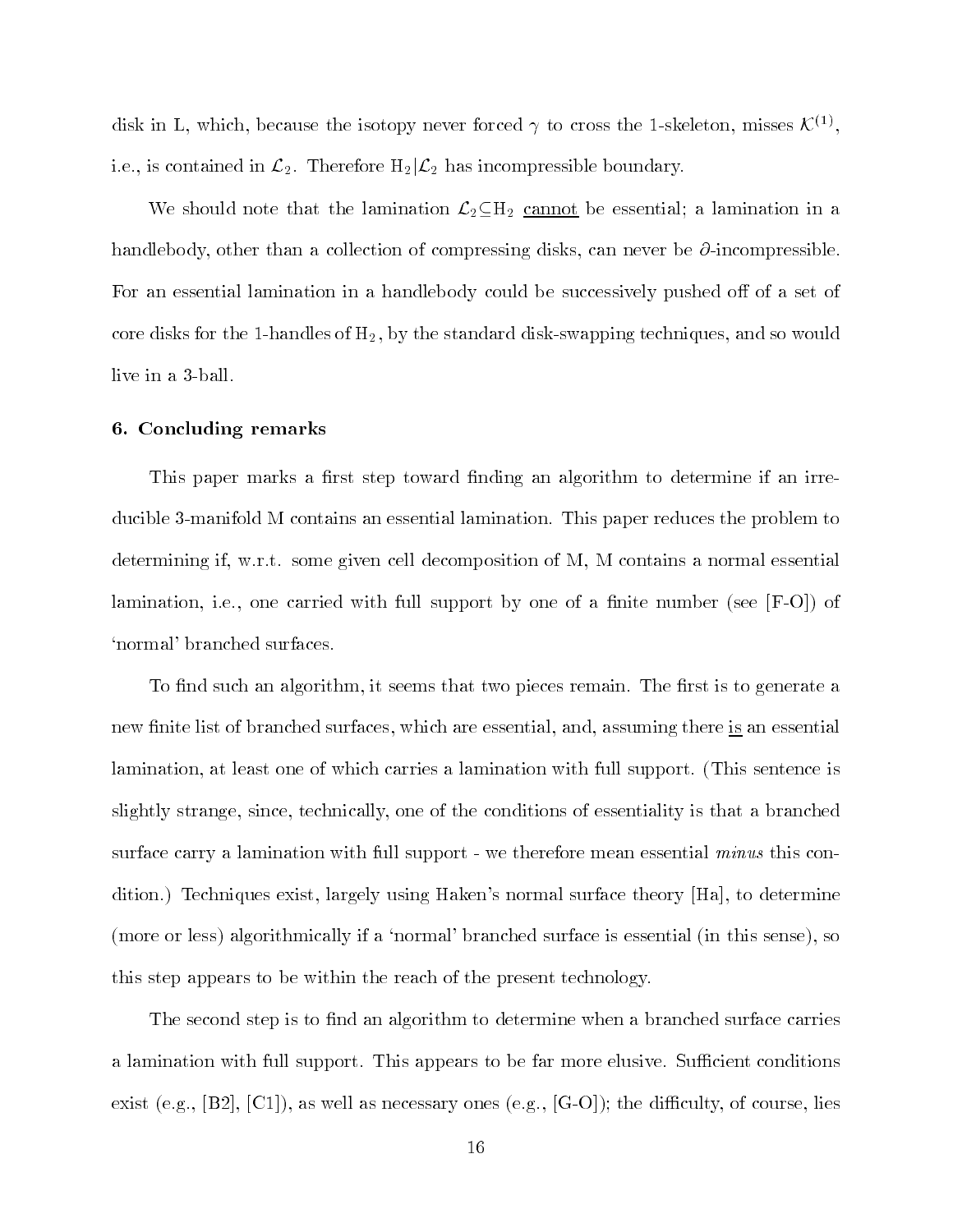disk in L, which, because the isotopy never forced $\gamma$ to cross the 1-skeleton, misses $\mathcal{K}^{(1)}$, i.e., is contained in $\mathcal{L}_2$. Therefore $\mathrm{H}_2|\mathcal{L}_2$ has incompressible boundary.

We should note that the lamination $\mathcal{L}_2 \subseteq \mathrm{H}_2$ <u>cannot</u> be essential; a lamination in a handlebody, other than a collection of compressing disks, can never be $\partial$-incompressible. For an essential lamination in a handlebody could be successively pushed off of a set of core disks for the 1-handles of $\mathrm{H}_2$, by the standard disk-swapping techniques, and so would live in a 3-ball.

### 6. Concluding remarks

This paper marks a first step toward finding an algorithm to determine if an irreducible 3-manifold M contains an essential lamination. This paper reduces the problem to determining if, w.r.t. some given cell decomposition of M, M contains a normal essential lamination, i.e., one carried with full support by one of a finite number (see [F-O]) of 'normal' branched surfaces.

To find such an algorithm, it seems that two pieces remain. The first is to generate a new finite list of branched surfaces, which are essential, and, assuming there <u>is</u> an essential lamination, at least one of which carries a lamination with full support. (This sentence is slightly strange, since, technically, one of the conditions of essentiality is that a branched surface carry a lamination with full support - we therefore mean essential *minus* this condition.) Techniques exist, largely using Haken's normal surface theory [Ha], to determine (more or less) algorithmically if a 'normal' branched surface is essential (in this sense), so this step appears to be within the reach of the present technology.

The second step is to find an algorithm to determine when a branched surface carries a lamination with full support. This appears to be far more elusive. Sufficient conditions exist (e.g., [B2], [C1]), as well as necessary ones (e.g., [G-O]); the difficulty, of course, lies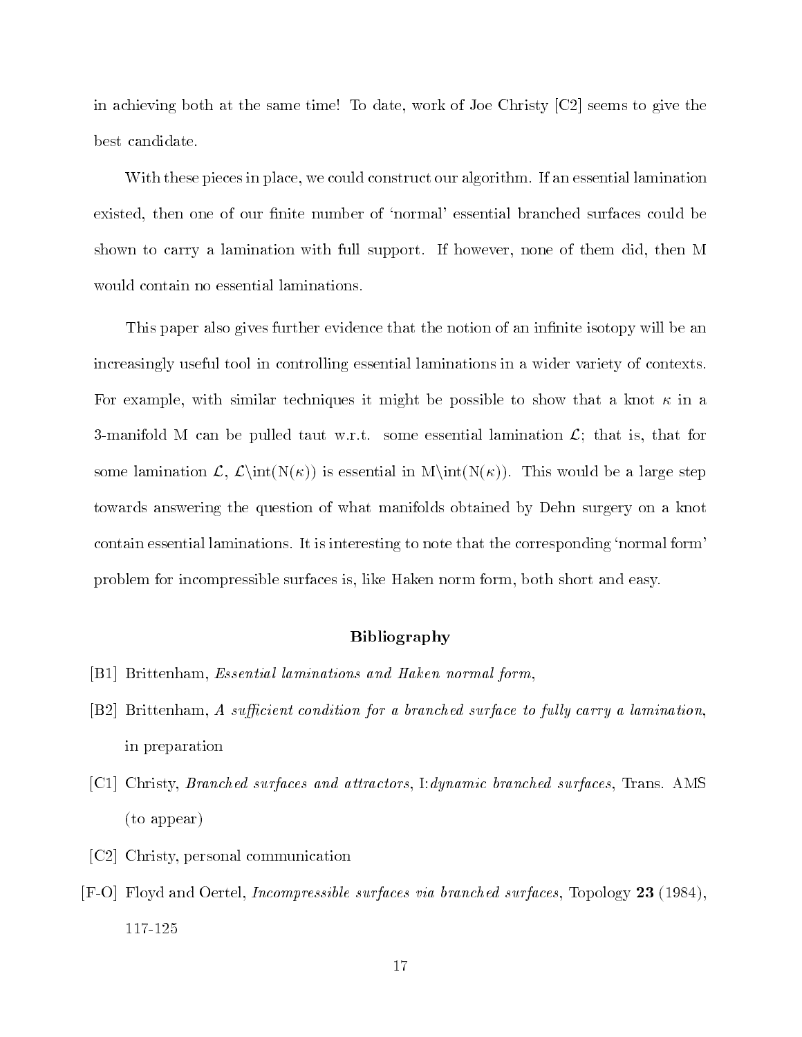in achieving both at the same time! To date, work of Joe Christy [C2] seems to give the best candidate.

With these pieces in place, we could construct our algorithm. If an essential lamination existed, then one of our finite number of 'normal' essential branched surfaces could be shown to carry a lamination with full support. If however, none of them did, then M would contain no essential laminations.

This paper also gives further evidence that the notion of an infinite isotopy will be an increasingly useful tool in controlling essential laminations in a wider variety of contexts. For example, with similar techniques it might be possible to show that a knot $\kappa$ in a 3-manifold M can be pulled taut w.r.t. some essential lamination $\mathcal{L}$; that is, that for some lamination $\mathcal{L}$, $\mathcal{L}\backslash\text{int}(\text{N}(\kappa))$ is essential in $\text{M}\backslash\text{int}(\text{N}(\kappa))$. This would be a large step towards answering the question of what manifolds obtained by Dehn surgery on a knot contain essential laminations. It is interesting to note that the corresponding 'normal form' problem for incompressible surfaces is, like Haken norm form, both short and easy.

## Bibliography

[B1] Brittenham, *Essential laminations and Haken normal form*,

[B2] Brittenham, *A sufficient condition for a branched surface to fully carry a lamination*, in preparation

[C1] Christy, *Branched surfaces and attractors*, I:*dynamic branched surfaces*, Trans. AMS (to appear)

[C2] Christy, personal communication

[F-O] Floyd and Oertel, *Incompressible surfaces via branched surfaces*, Topology **23** (1984), 117-125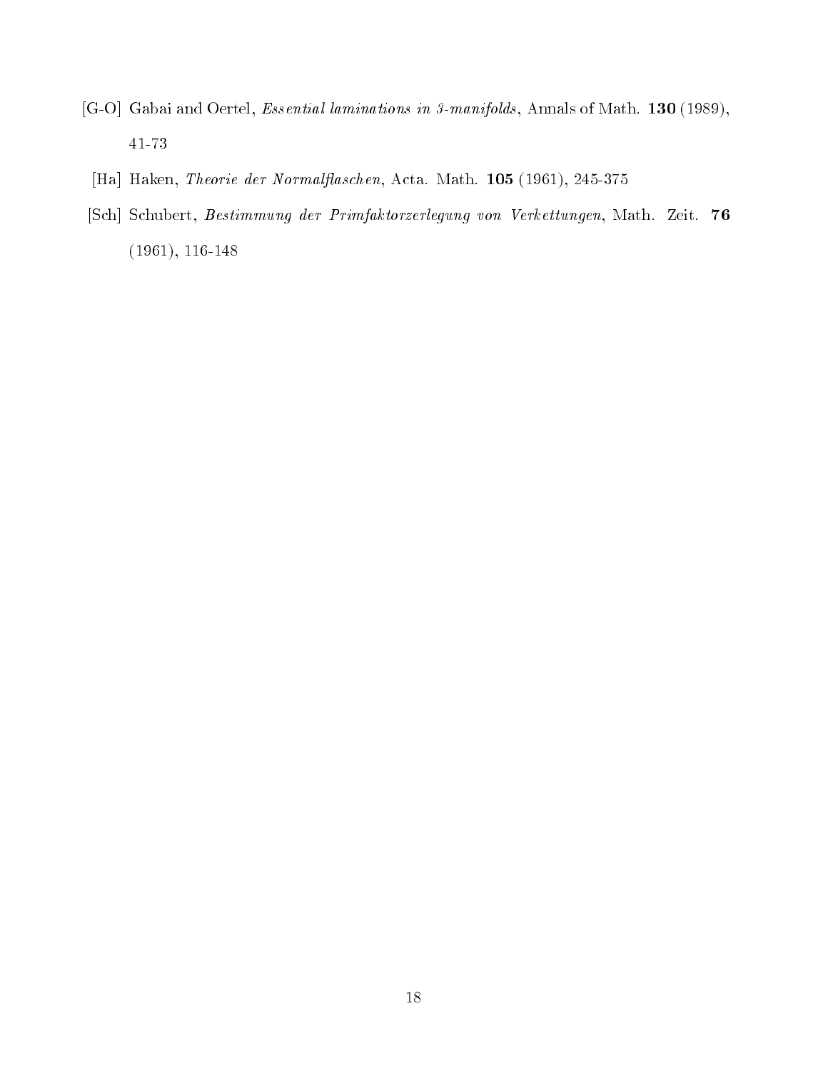[G-O] Gabai and Oertel, *Essential laminations in 3-manifolds*, Annals of Math. **130** (1989), 41-73

[Ha] Haken, *Theorie der Normalflaschen*, Acta. Math. **105** (1961), 245-375

[Sch] Schubert, *Bestimmung der Primfaktorzerlegung von Verkettungen*, Math. Zeit. **76** (1961), 116-148